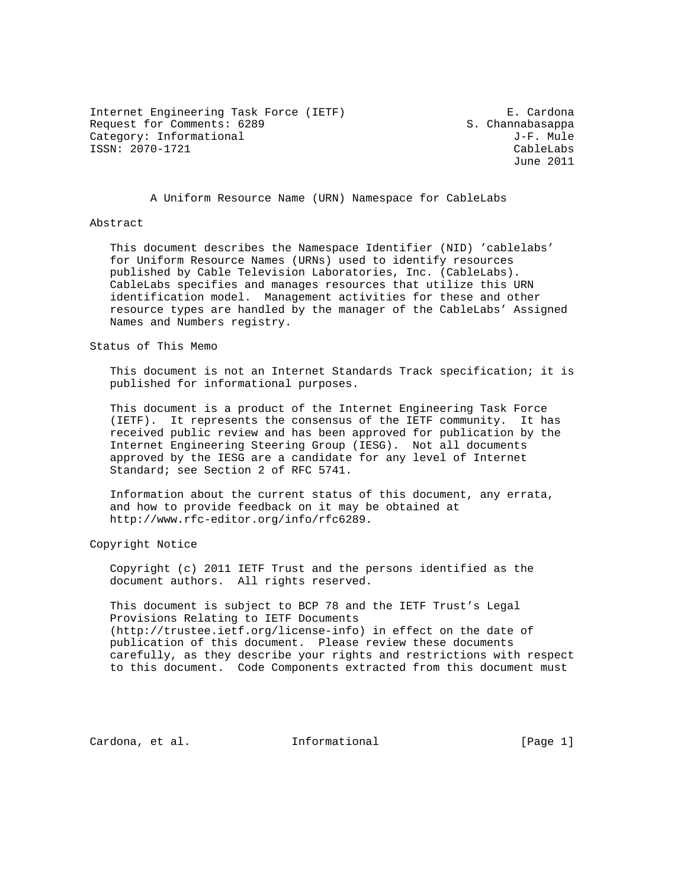Internet Engineering Task Force (IETF) E. Cardona
Request for Comments: 6289 S. Channabasappa
Category: Informational J-F. Mule
ISSN: 2070-1721 CableLabs
June 2011

# A Uniform Resource Name (URN) Namespace for CableLabs

## Abstract

This document describes the Namespace Identifier (NID) 'cablelabs' for Uniform Resource Names (URNs) used to identify resources published by Cable Television Laboratories, Inc. (CableLabs). CableLabs specifies and manages resources that utilize this URN identification model. Management activities for these and other resource types are handled by the manager of the CableLabs' Assigned Names and Numbers registry.

## Status of This Memo

This document is not an Internet Standards Track specification; it is published for informational purposes.

This document is a product of the Internet Engineering Task Force (IETF). It represents the consensus of the IETF community. It has received public review and has been approved for publication by the Internet Engineering Steering Group (IESG). Not all documents approved by the IESG are a candidate for any level of Internet Standard; see Section 2 of RFC 5741.

Information about the current status of this document, any errata, and how to provide feedback on it may be obtained at http://www.rfc-editor.org/info/rfc6289.

## Copyright Notice

Copyright (c) 2011 IETF Trust and the persons identified as the document authors. All rights reserved.

This document is subject to BCP 78 and the IETF Trust's Legal Provisions Relating to IETF Documents (http://trustee.ietf.org/license-info) in effect on the date of publication of this document. Please review these documents carefully, as they describe your rights and restrictions with respect to this document. Code Components extracted from this document must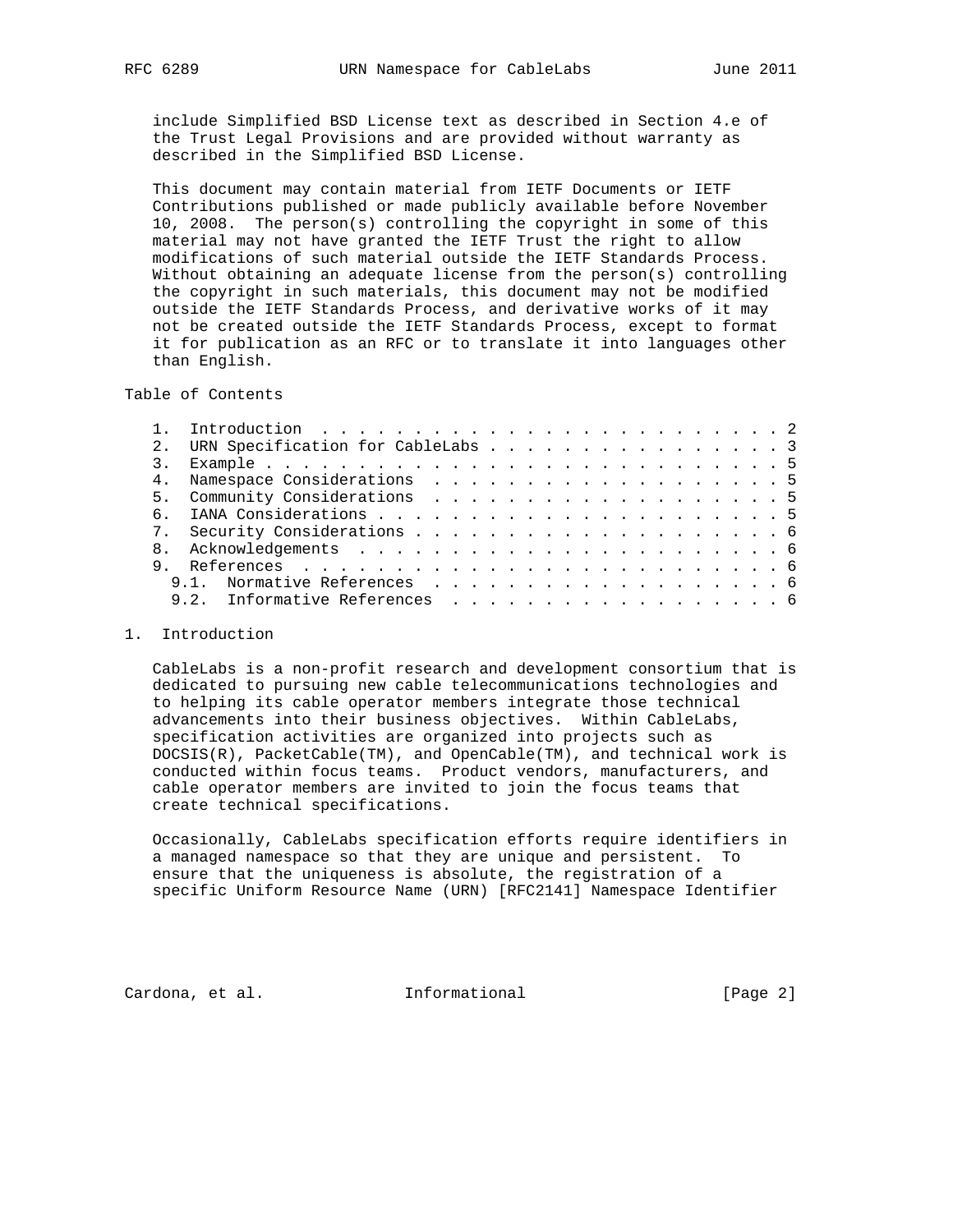include Simplified BSD License text as described in Section 4.e of the Trust Legal Provisions and are provided without warranty as described in the Simplified BSD License.

This document may contain material from IETF Documents or IETF Contributions published or made publicly available before November 10, 2008. The person(s) controlling the copyright in some of this material may not have granted the IETF Trust the right to allow modifications of such material outside the IETF Standards Process. Without obtaining an adequate license from the person(s) controlling the copyright in such materials, this document may not be modified outside the IETF Standards Process, and derivative works of it may not be created outside the IETF Standards Process, except to format it for publication as an RFC or to translate it into languages other than English.

## Table of Contents

```
   1.  Introduction . . . . . . . . . . . . . . . . . . . . . . . . . 2
   2.  URN Specification for CableLabs . . . . . . . . . . . . . . . . 3
   3.  Example . . . . . . . . . . . . . . . . . . . . . . . . . . . . 5
   4.  Namespace Considerations  . . . . . . . . . . . . . . . . . . . 5
   5.  Community Considerations  . . . . . . . . . . . . . . . . . . . 5
   6.  IANA Considerations . . . . . . . . . . . . . . . . . . . . . . 5
   7.  Security Considerations . . . . . . . . . . . . . . . . . . . . 6
   8.  Acknowledgements  . . . . . . . . . . . . . . . . . . . . . . . 6
   9.  References  . . . . . . . . . . . . . . . . . . . . . . . . . . 6
     9.1.  Normative References  . . . . . . . . . . . . . . . . . . . 6
     9.2.  Informative References  . . . . . . . . . . . . . . . . . . 6
```

## 1. Introduction

CableLabs is a non-profit research and development consortium that is dedicated to pursuing new cable telecommunications technologies and to helping its cable operator members integrate those technical advancements into their business objectives. Within CableLabs, specification activities are organized into projects such as DOCSIS(R), PacketCable(TM), and OpenCable(TM), and technical work is conducted within focus teams. Product vendors, manufacturers, and cable operator members are invited to join the focus teams that create technical specifications.

Occasionally, CableLabs specification efforts require identifiers in a managed namespace so that they are unique and persistent. To ensure that the uniqueness is absolute, the registration of a specific Uniform Resource Name (URN) [RFC2141] Namespace Identifier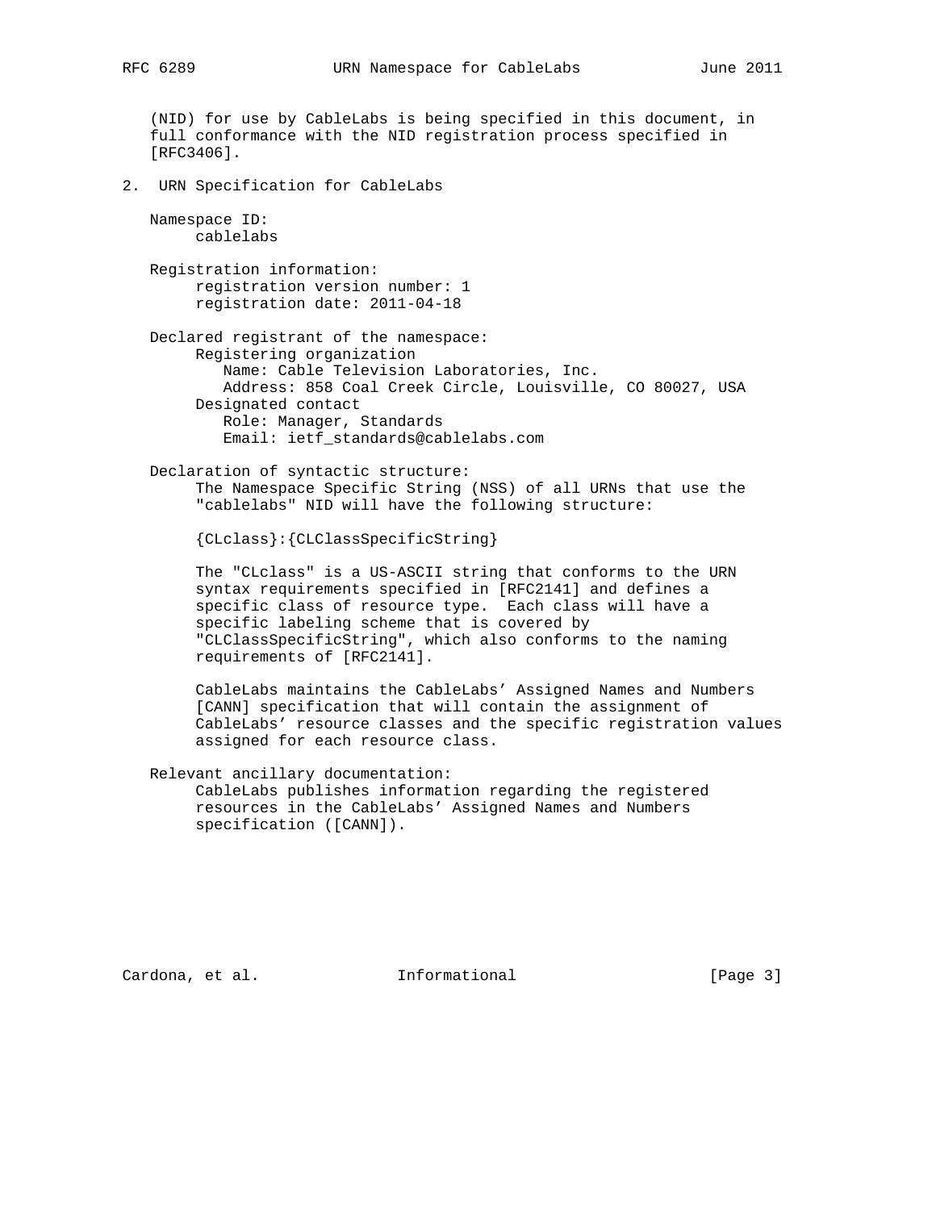(NID) for use by CableLabs is being specified in this document, in full conformance with the NID registration process specified in [RFC3406].

## 2. URN Specification for CableLabs

Namespace ID:
cablelabs

Registration information:
registration version number: 1
registration date: 2011-04-18

Declared registrant of the namespace:
Registering organization
Name: Cable Television Laboratories, Inc.
Address: 858 Coal Creek Circle, Louisville, CO 80027, USA
Designated contact
Role: Manager, Standards
Email: ietf_standards@cablelabs.com

Declaration of syntactic structure:
The Namespace Specific String (NSS) of all URNs that use the "cablelabs" NID will have the following structure:

{CLclass}:{CLClassSpecificString}

The "CLclass" is a US-ASCII string that conforms to the URN syntax requirements specified in [RFC2141] and defines a specific class of resource type. Each class will have a specific labeling scheme that is covered by "CLClassSpecificString", which also conforms to the naming requirements of [RFC2141].

CableLabs maintains the CableLabs' Assigned Names and Numbers [CANN] specification that will contain the assignment of CableLabs' resource classes and the specific registration values assigned for each resource class.

Relevant ancillary documentation:
CableLabs publishes information regarding the registered resources in the CableLabs' Assigned Names and Numbers specification ([CANN]).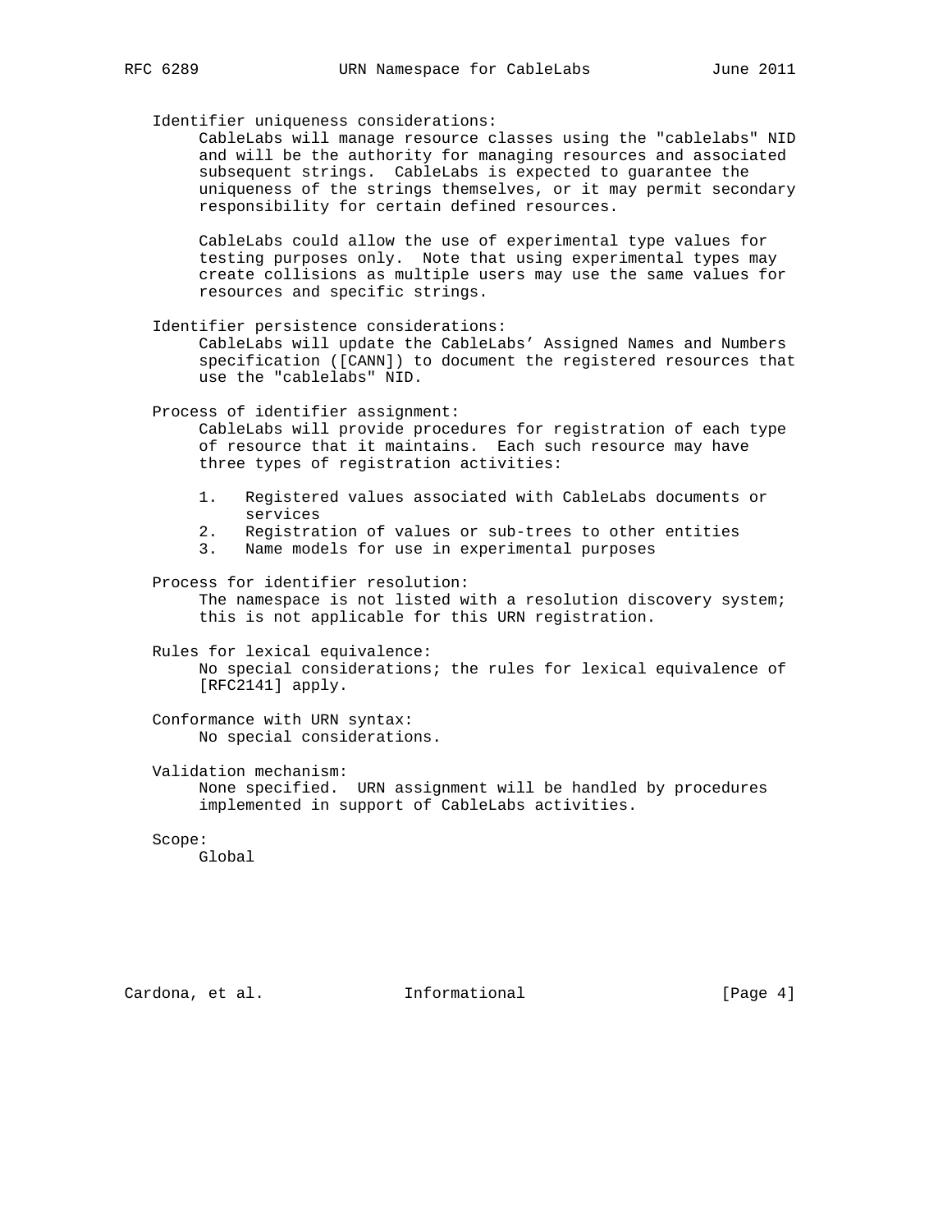Identifier uniqueness considerations:

CableLabs will manage resource classes using the "cablelabs" NID and will be the authority for managing resources and associated subsequent strings. CableLabs is expected to guarantee the uniqueness of the strings themselves, or it may permit secondary responsibility for certain defined resources.

CableLabs could allow the use of experimental type values for testing purposes only. Note that using experimental types may create collisions as multiple users may use the same values for resources and specific strings.

Identifier persistence considerations:

CableLabs will update the CableLabs' Assigned Names and Numbers specification ([CANN]) to document the registered resources that use the "cablelabs" NID.

Process of identifier assignment:

CableLabs will provide procedures for registration of each type of resource that it maintains. Each such resource may have three types of registration activities:

1. Registered values associated with CableLabs documents or services
2. Registration of values or sub-trees to other entities
3. Name models for use in experimental purposes

Process for identifier resolution:

The namespace is not listed with a resolution discovery system; this is not applicable for this URN registration.

Rules for lexical equivalence:

No special considerations; the rules for lexical equivalence of [RFC2141] apply.

Conformance with URN syntax:

No special considerations.

Validation mechanism:

None specified. URN assignment will be handled by procedures implemented in support of CableLabs activities.

Scope:

Global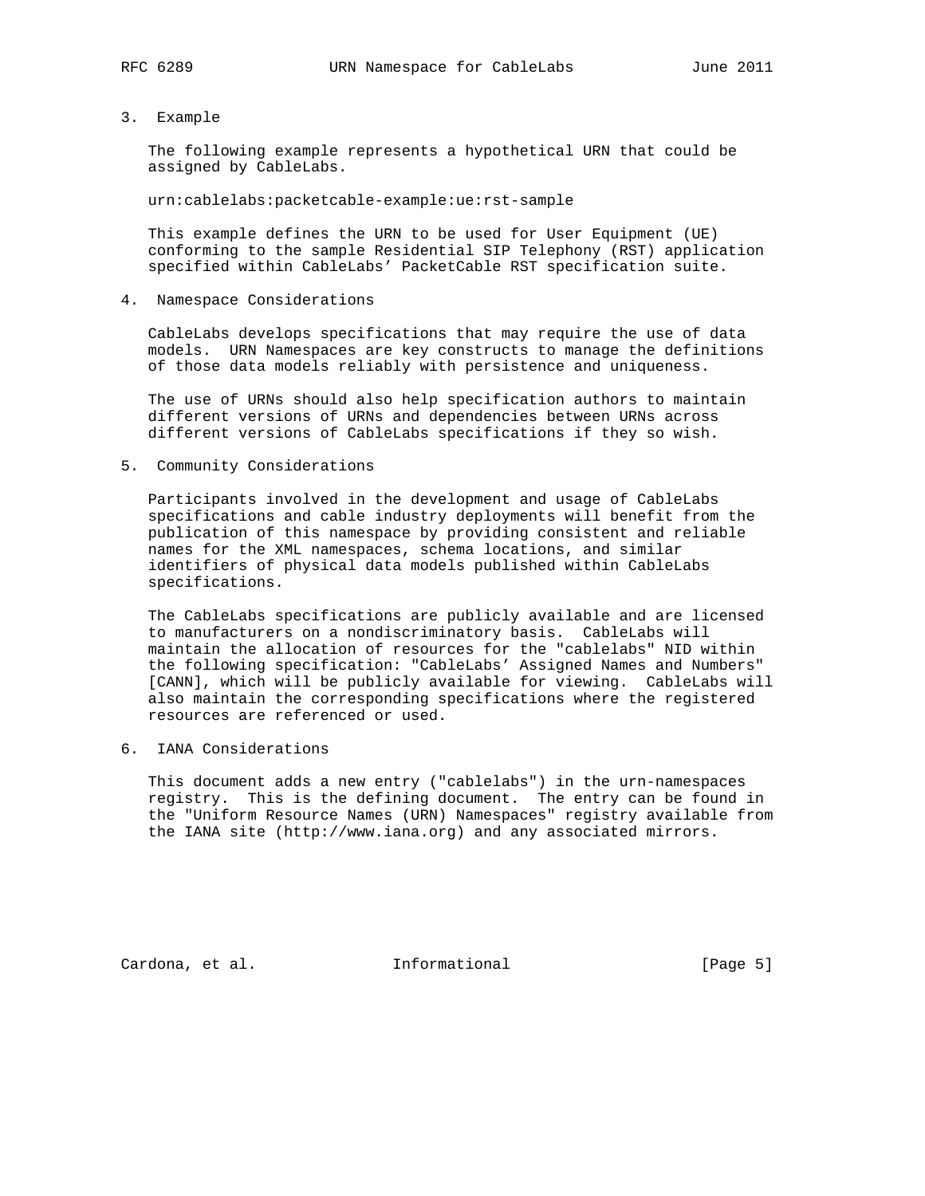## 3. Example

The following example represents a hypothetical URN that could be assigned by CableLabs.

```
urn:cablelabs:packetcable-example:ue:rst-sample
```

This example defines the URN to be used for User Equipment (UE) conforming to the sample Residential SIP Telephony (RST) application specified within CableLabs' PacketCable RST specification suite.

## 4. Namespace Considerations

CableLabs develops specifications that may require the use of data models. URN Namespaces are key constructs to manage the definitions of those data models reliably with persistence and uniqueness.

The use of URNs should also help specification authors to maintain different versions of URNs and dependencies between URNs across different versions of CableLabs specifications if they so wish.

## 5. Community Considerations

Participants involved in the development and usage of CableLabs specifications and cable industry deployments will benefit from the publication of this namespace by providing consistent and reliable names for the XML namespaces, schema locations, and similar identifiers of physical data models published within CableLabs specifications.

The CableLabs specifications are publicly available and are licensed to manufacturers on a nondiscriminatory basis. CableLabs will maintain the allocation of resources for the "cablelabs" NID within the following specification: "CableLabs' Assigned Names and Numbers" [CANN], which will be publicly available for viewing. CableLabs will also maintain the corresponding specifications where the registered resources are referenced or used.

## 6. IANA Considerations

This document adds a new entry ("cablelabs") in the urn-namespaces registry. This is the defining document. The entry can be found in the "Uniform Resource Names (URN) Namespaces" registry available from the IANA site (http://www.iana.org) and any associated mirrors.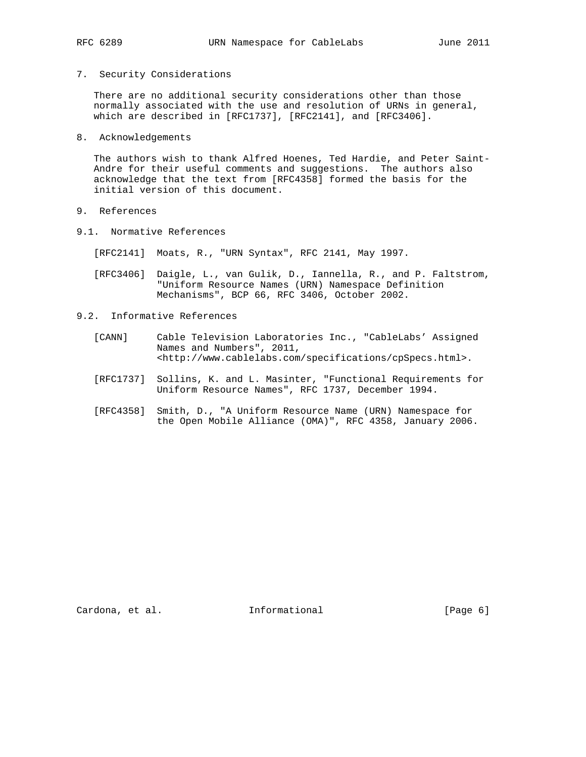## 7. Security Considerations

There are no additional security considerations other than those normally associated with the use and resolution of URNs in general, which are described in [RFC1737], [RFC2141], and [RFC3406].

## 8. Acknowledgements

The authors wish to thank Alfred Hoenes, Ted Hardie, and Peter Saint-Andre for their useful comments and suggestions. The authors also acknowledge that the text from [RFC4358] formed the basis for the initial version of this document.

## 9. References

### 9.1. Normative References

[RFC2141] Moats, R., "URN Syntax", RFC 2141, May 1997.

[RFC3406] Daigle, L., van Gulik, D., Iannella, R., and P. Faltstrom, "Uniform Resource Names (URN) Namespace Definition Mechanisms", BCP 66, RFC 3406, October 2002.

### 9.2. Informative References

[CANN] Cable Television Laboratories Inc., "CableLabs’ Assigned Names and Numbers", 2011, <http://www.cablelabs.com/specifications/cpSpecs.html>.

[RFC1737] Sollins, K. and L. Masinter, "Functional Requirements for Uniform Resource Names", RFC 1737, December 1994.

[RFC4358] Smith, D., "A Uniform Resource Name (URN) Namespace for the Open Mobile Alliance (OMA)", RFC 4358, January 2006.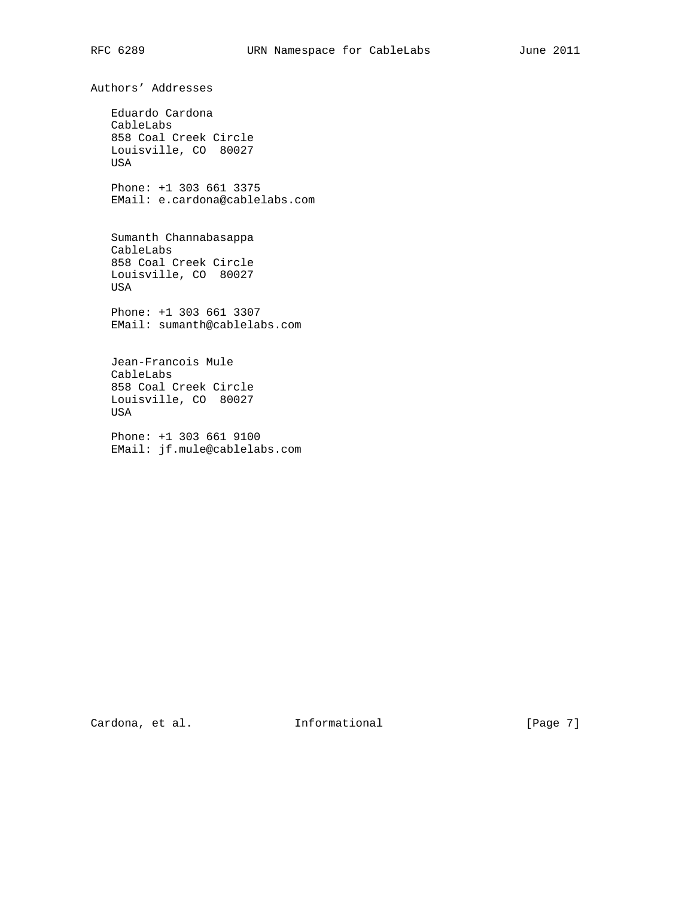## Authors' Addresses

Eduardo Cardona
CableLabs
858 Coal Creek Circle
Louisville, CO  80027
USA

Phone: +1 303 661 3375
EMail: e.cardona@cablelabs.com

Sumanth Channabasappa
CableLabs
858 Coal Creek Circle
Louisville, CO  80027
USA

Phone: +1 303 661 3307
EMail: sumanth@cablelabs.com

Jean-Francois Mule
CableLabs
858 Coal Creek Circle
Louisville, CO  80027
USA

Phone: +1 303 661 9100
EMail: jf.mule@cablelabs.com